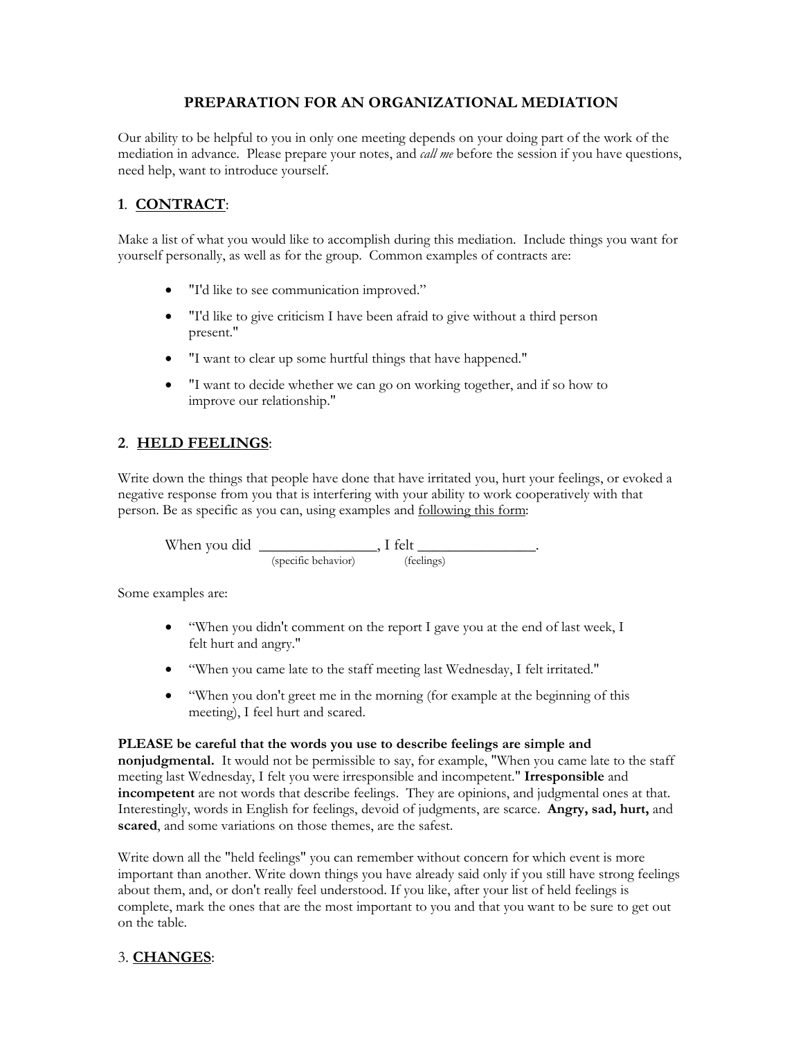# PREPARATION FOR AN ORGANIZATIONAL MEDIATION

Our ability to be helpful to you in only one meeting depends on your doing part of the work of the mediation in advance. Please prepare your notes, and *call me* before the session if you have questions, need help, want to introduce yourself.

## 1. <u>CONTRACT</u>:

Make a list of what you would like to accomplish during this mediation. Include things you want for yourself personally, as well as for the group. Common examples of contracts are:

- "I'd like to see communication improved."
- "I'd like to give criticism I have been afraid to give without a third person present."
- "I want to clear up some hurtful things that have happened."
- "I want to decide whether we can go on working together, and if so how to improve our relationship."

## 2. <u>HELD FEELINGS</u>:

Write down the things that people have done that have irritated you, hurt your feelings, or evoked a negative response from you that is interfering with your ability to work cooperatively with that person. Be as specific as you can, using examples and <u>following this form</u>:

When you did _______________, I felt _______________.
(specific behavior) (feelings)

Some examples are:

- "When you didn't comment on the report I gave you at the end of last week, I felt hurt and angry."
- "When you came late to the staff meeting last Wednesday, I felt irritated."
- "When you don't greet me in the morning (for example at the beginning of this meeting), I feel hurt and scared.

**PLEASE be careful that the words you use to describe feelings are simple and nonjudgmental.** It would not be permissible to say, for example, "When you came late to the staff meeting last Wednesday, I felt you were irresponsible and incompetent." **Irresponsible** and **incompetent** are not words that describe feelings. They are opinions, and judgmental ones at that. Interestingly, words in English for feelings, devoid of judgments, are scarce. **Angry, sad, hurt,** and **scared**, and some variations on those themes, are the safest.

Write down all the "held feelings" you can remember without concern for which event is more important than another. Write down things you have already said only if you still have strong feelings about them, and, or don't really feel understood. If you like, after your list of held feelings is complete, mark the ones that are the most important to you and that you want to be sure to get out on the table.

## 3. <u>CHANGES</u>: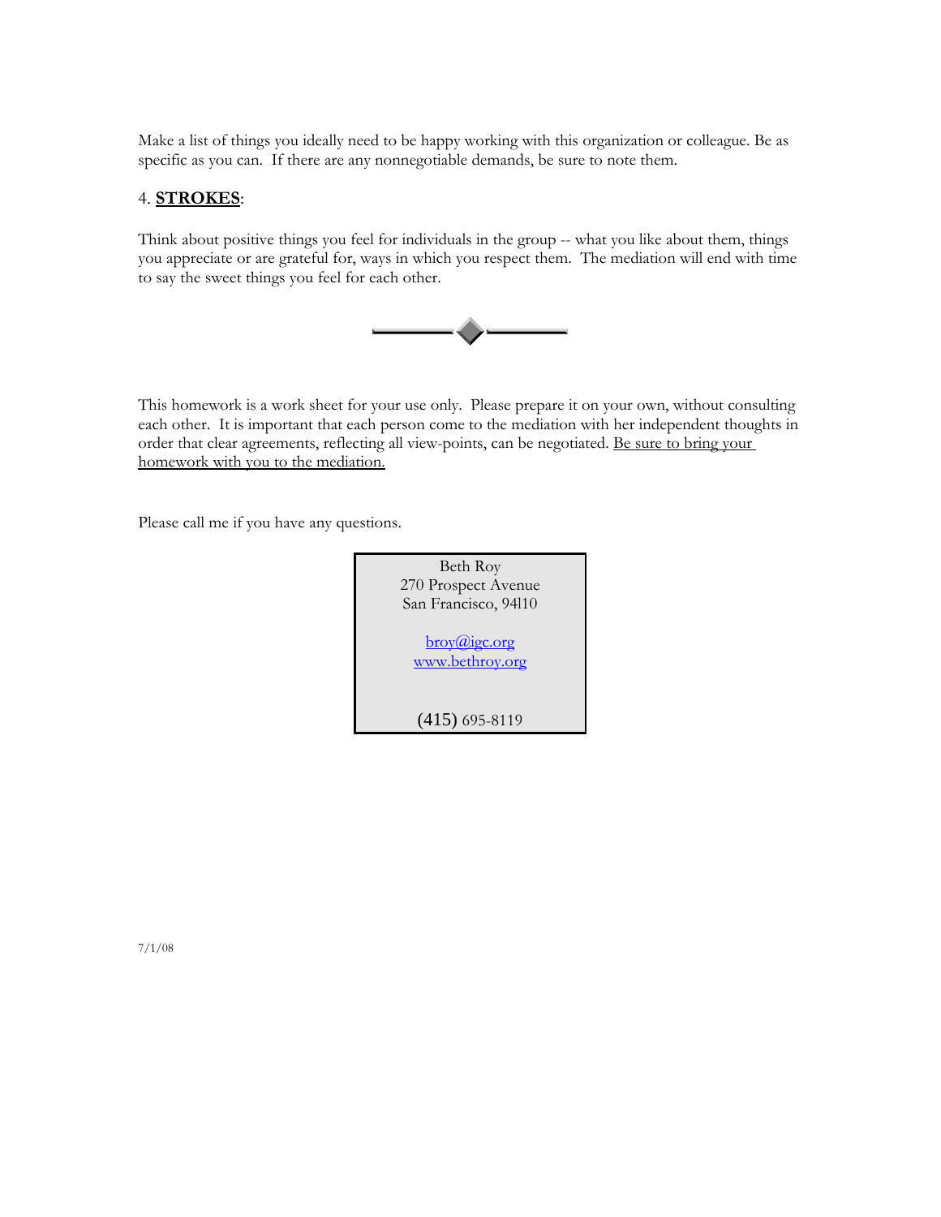Make a list of things you ideally need to be happy working with this organization or colleague. Be as specific as you can. If there are any nonnegotiable demands, be sure to note them.

4. **STROKES**:

Think about positive things you feel for individuals in the group -- what you like about them, things you appreciate or are grateful for, ways in which you respect them. The mediation will end with time to say the sweet things you feel for each other.

This homework is a work sheet for your use only. Please prepare it on your own, without consulting each other. It is important that each person come to the mediation with her independent thoughts in order that clear agreements, reflecting all view-points, can be negotiated. Be sure to bring your homework with you to the mediation.

Please call me if you have any questions.

Beth Roy
270 Prospect Avenue
San Francisco, 94110

broy@igc.org
www.bethroy.org

(415) 695-8119

7/1/08